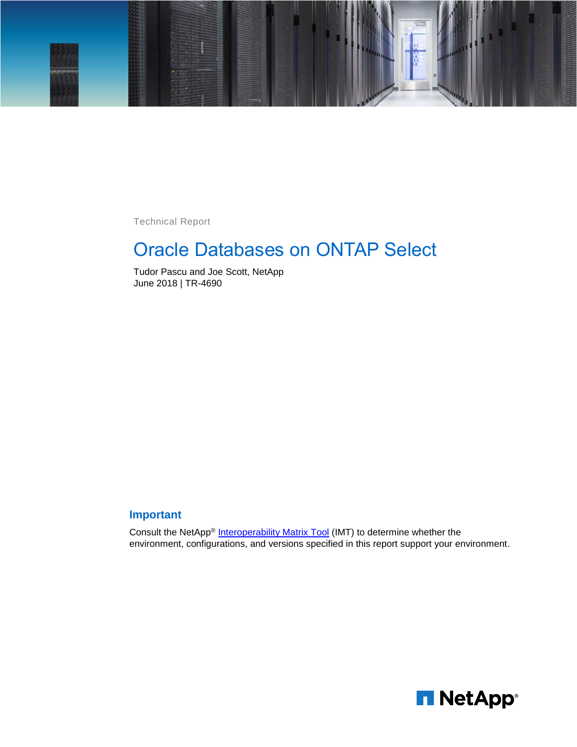Technical Report

# Oracle Databases on ONTAP Select

Tudor Pascu and Joe Scott, NetApp
June 2018 | TR-4690

## Important

Consult the NetApp® Interoperability Matrix Tool (IMT) to determine whether the environment, configurations, and versions specified in this report support your environment.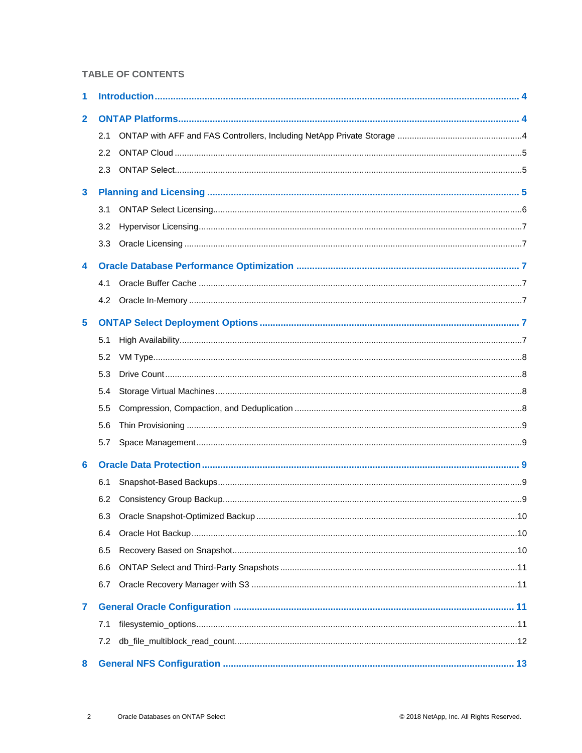# TABLE OF CONTENTS

**1 Introduction** ........ 4

**2 ONTAP Platforms** ........ 4

- 2.1 ONTAP with AFF and FAS Controllers, Including NetApp Private Storage ........ 4
- 2.2 ONTAP Cloud ........ 5
- 2.3 ONTAP Select ........ 5

**3 Planning and Licensing** ........ 5

- 3.1 ONTAP Select Licensing ........ 6
- 3.2 Hypervisor Licensing ........ 7
- 3.3 Oracle Licensing ........ 7

**4 Oracle Database Performance Optimization** ........ 7

- 4.1 Oracle Buffer Cache ........ 7
- 4.2 Oracle In-Memory ........ 7

**5 ONTAP Select Deployment Options** ........ 7

- 5.1 High Availability ........ 7
- 5.2 VM Type ........ 8
- 5.3 Drive Count ........ 8
- 5.4 Storage Virtual Machines ........ 8
- 5.5 Compression, Compaction, and Deduplication ........ 8
- 5.6 Thin Provisioning ........ 9
- 5.7 Space Management ........ 9

**6 Oracle Data Protection** ........ 9

- 6.1 Snapshot-Based Backups ........ 9
- 6.2 Consistency Group Backup ........ 9
- 6.3 Oracle Snapshot-Optimized Backup ........ 10
- 6.4 Oracle Hot Backup ........ 10
- 6.5 Recovery Based on Snapshot ........ 10
- 6.6 ONTAP Select and Third-Party Snapshots ........ 11
- 6.7 Oracle Recovery Manager with S3 ........ 11

**7 General Oracle Configuration** ........ 11

- 7.1 filesystemio_options ........ 11
- 7.2 db_file_multiblock_read_count ........ 12

**8 General NFS Configuration** ........ 13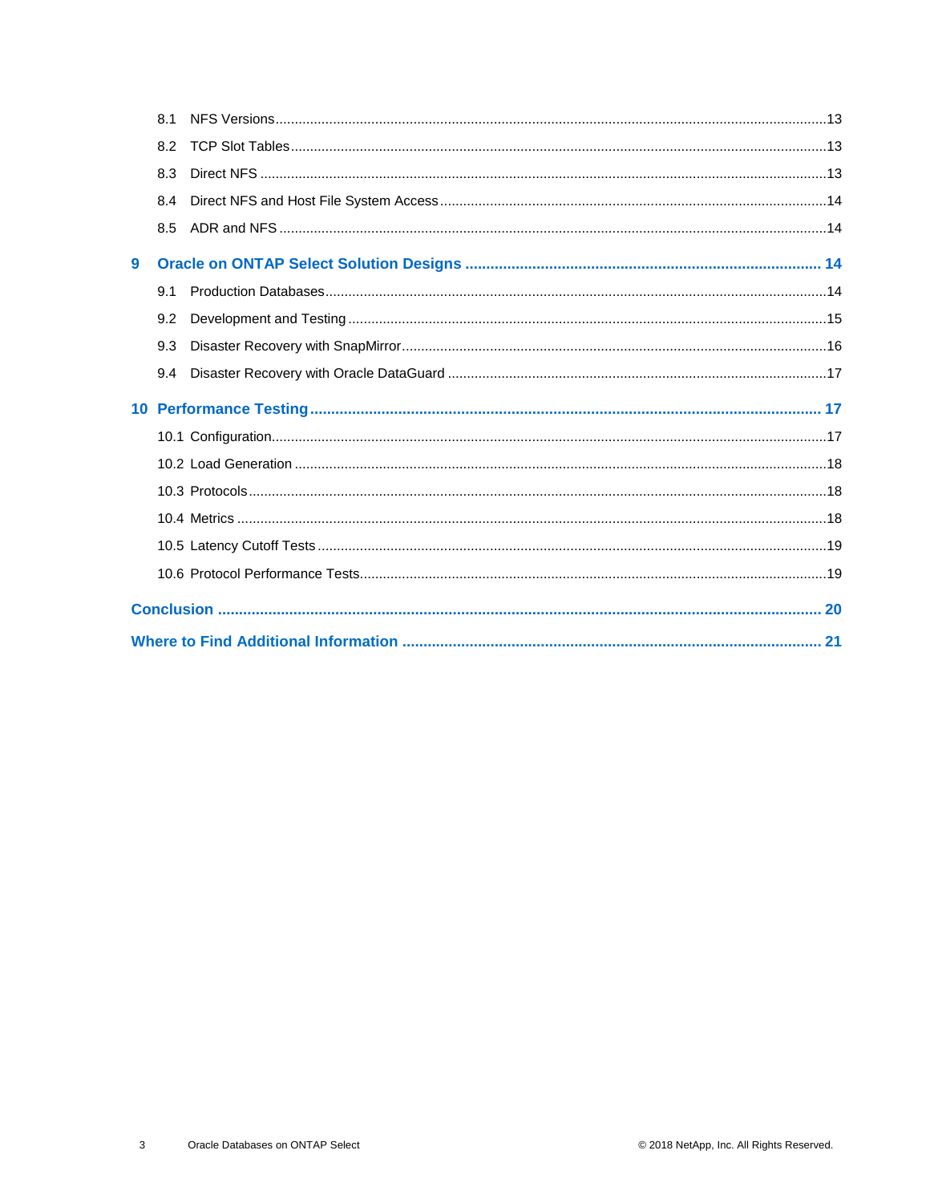- 8.1 NFS Versions ..... 13
- 8.2 TCP Slot Tables ..... 13
- 8.3 Direct NFS ..... 13
- 8.4 Direct NFS and Host File System Access ..... 14
- 8.5 ADR and NFS ..... 14

**9 Oracle on ONTAP Select Solution Designs ..... 14**

- 9.1 Production Databases ..... 14
- 9.2 Development and Testing ..... 15
- 9.3 Disaster Recovery with SnapMirror ..... 16
- 9.4 Disaster Recovery with Oracle DataGuard ..... 17

**10 Performance Testing ..... 17**

- 10.1 Configuration ..... 17
- 10.2 Load Generation ..... 18
- 10.3 Protocols ..... 18
- 10.4 Metrics ..... 18
- 10.5 Latency Cutoff Tests ..... 19
- 10.6 Protocol Performance Tests ..... 19

**Conclusion ..... 20**

**Where to Find Additional Information ..... 21**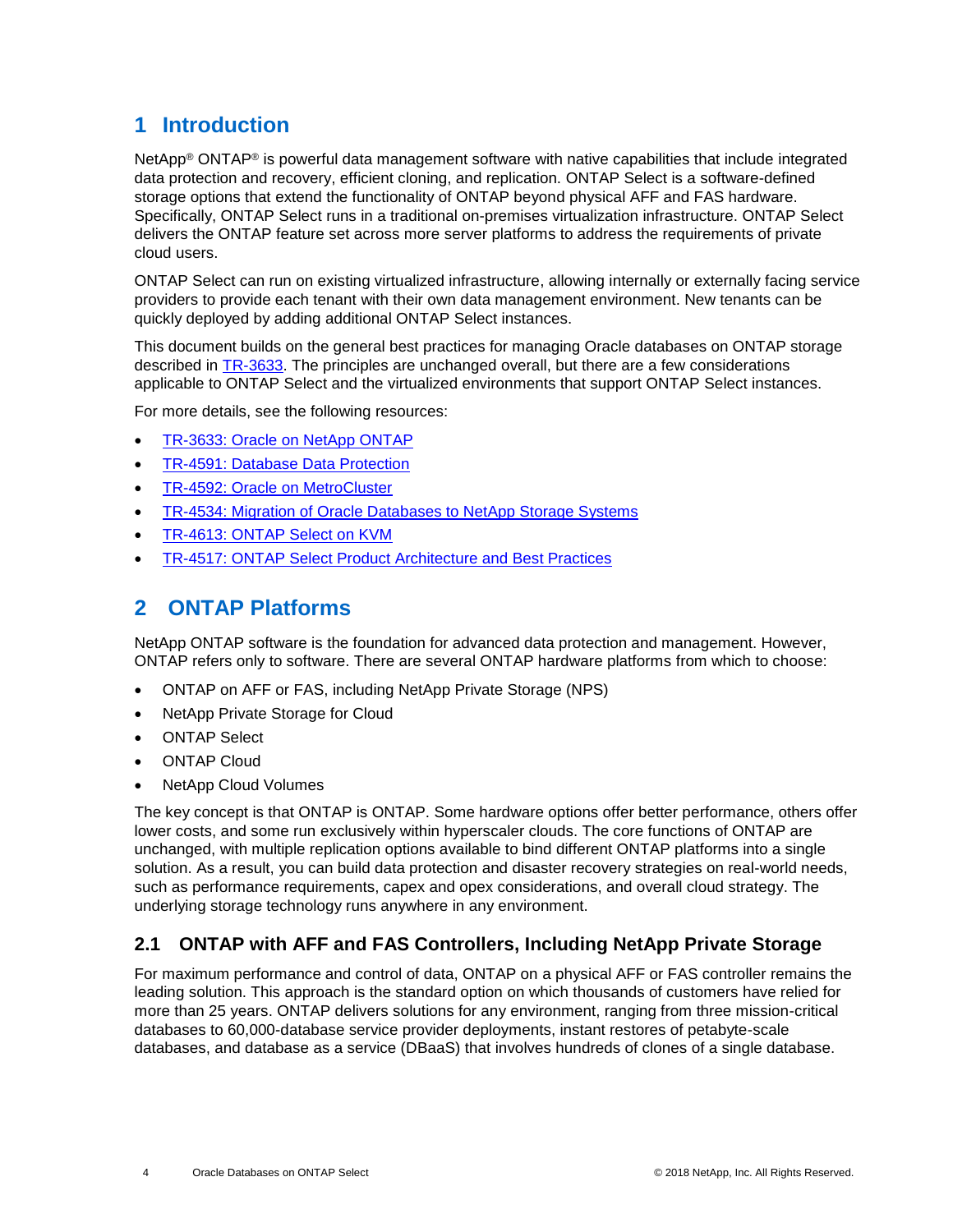# 1 Introduction

NetApp® ONTAP® is powerful data management software with native capabilities that include integrated data protection and recovery, efficient cloning, and replication. ONTAP Select is a software-defined storage options that extend the functionality of ONTAP beyond physical AFF and FAS hardware. Specifically, ONTAP Select runs in a traditional on-premises virtualization infrastructure. ONTAP Select delivers the ONTAP feature set across more server platforms to address the requirements of private cloud users.

ONTAP Select can run on existing virtualized infrastructure, allowing internally or externally facing service providers to provide each tenant with their own data management environment. New tenants can be quickly deployed by adding additional ONTAP Select instances.

This document builds on the general best practices for managing Oracle databases on ONTAP storage described in TR-3633. The principles are unchanged overall, but there are a few considerations applicable to ONTAP Select and the virtualized environments that support ONTAP Select instances.

For more details, see the following resources:

- TR-3633: Oracle on NetApp ONTAP
- TR-4591: Database Data Protection
- TR-4592: Oracle on MetroCluster
- TR-4534: Migration of Oracle Databases to NetApp Storage Systems
- TR-4613: ONTAP Select on KVM
- TR-4517: ONTAP Select Product Architecture and Best Practices

# 2 ONTAP Platforms

NetApp ONTAP software is the foundation for advanced data protection and management. However, ONTAP refers only to software. There are several ONTAP hardware platforms from which to choose:

- ONTAP on AFF or FAS, including NetApp Private Storage (NPS)
- NetApp Private Storage for Cloud
- ONTAP Select
- ONTAP Cloud
- NetApp Cloud Volumes

The key concept is that ONTAP is ONTAP. Some hardware options offer better performance, others offer lower costs, and some run exclusively within hyperscaler clouds. The core functions of ONTAP are unchanged, with multiple replication options available to bind different ONTAP platforms into a single solution. As a result, you can build data protection and disaster recovery strategies on real-world needs, such as performance requirements, capex and opex considerations, and overall cloud strategy. The underlying storage technology runs anywhere in any environment.

## 2.1 ONTAP with AFF and FAS Controllers, Including NetApp Private Storage

For maximum performance and control of data, ONTAP on a physical AFF or FAS controller remains the leading solution. This approach is the standard option on which thousands of customers have relied for more than 25 years. ONTAP delivers solutions for any environment, ranging from three mission-critical databases to 60,000-database service provider deployments, instant restores of petabyte-scale databases, and database as a service (DBaaS) that involves hundreds of clones of a single database.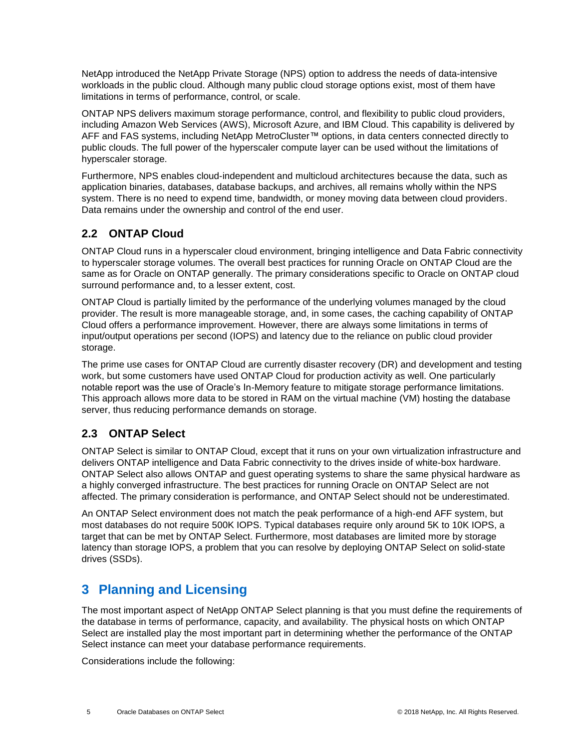NetApp introduced the NetApp Private Storage (NPS) option to address the needs of data-intensive workloads in the public cloud. Although many public cloud storage options exist, most of them have limitations in terms of performance, control, or scale.

ONTAP NPS delivers maximum storage performance, control, and flexibility to public cloud providers, including Amazon Web Services (AWS), Microsoft Azure, and IBM Cloud. This capability is delivered by AFF and FAS systems, including NetApp MetroCluster™ options, in data centers connected directly to public clouds. The full power of the hyperscaler compute layer can be used without the limitations of hyperscaler storage.

Furthermore, NPS enables cloud-independent and multicloud architectures because the data, such as application binaries, databases, database backups, and archives, all remains wholly within the NPS system. There is no need to expend time, bandwidth, or money moving data between cloud providers. Data remains under the ownership and control of the end user.

## 2.2 ONTAP Cloud

ONTAP Cloud runs in a hyperscaler cloud environment, bringing intelligence and Data Fabric connectivity to hyperscaler storage volumes. The overall best practices for running Oracle on ONTAP Cloud are the same as for Oracle on ONTAP generally. The primary considerations specific to Oracle on ONTAP cloud surround performance and, to a lesser extent, cost.

ONTAP Cloud is partially limited by the performance of the underlying volumes managed by the cloud provider. The result is more manageable storage, and, in some cases, the caching capability of ONTAP Cloud offers a performance improvement. However, there are always some limitations in terms of input/output operations per second (IOPS) and latency due to the reliance on public cloud provider storage.

The prime use cases for ONTAP Cloud are currently disaster recovery (DR) and development and testing work, but some customers have used ONTAP Cloud for production activity as well. One particularly notable report was the use of Oracle's In-Memory feature to mitigate storage performance limitations. This approach allows more data to be stored in RAM on the virtual machine (VM) hosting the database server, thus reducing performance demands on storage.

## 2.3 ONTAP Select

ONTAP Select is similar to ONTAP Cloud, except that it runs on your own virtualization infrastructure and delivers ONTAP intelligence and Data Fabric connectivity to the drives inside of white-box hardware. ONTAP Select also allows ONTAP and guest operating systems to share the same physical hardware as a highly converged infrastructure. The best practices for running Oracle on ONTAP Select are not affected. The primary consideration is performance, and ONTAP Select should not be underestimated.

An ONTAP Select environment does not match the peak performance of a high-end AFF system, but most databases do not require 500K IOPS. Typical databases require only around 5K to 10K IOPS, a target that can be met by ONTAP Select. Furthermore, most databases are limited more by storage latency than storage IOPS, a problem that you can resolve by deploying ONTAP Select on solid-state drives (SSDs).

# 3 Planning and Licensing

The most important aspect of NetApp ONTAP Select planning is that you must define the requirements of the database in terms of performance, capacity, and availability. The physical hosts on which ONTAP Select are installed play the most important part in determining whether the performance of the ONTAP Select instance can meet your database performance requirements.

Considerations include the following: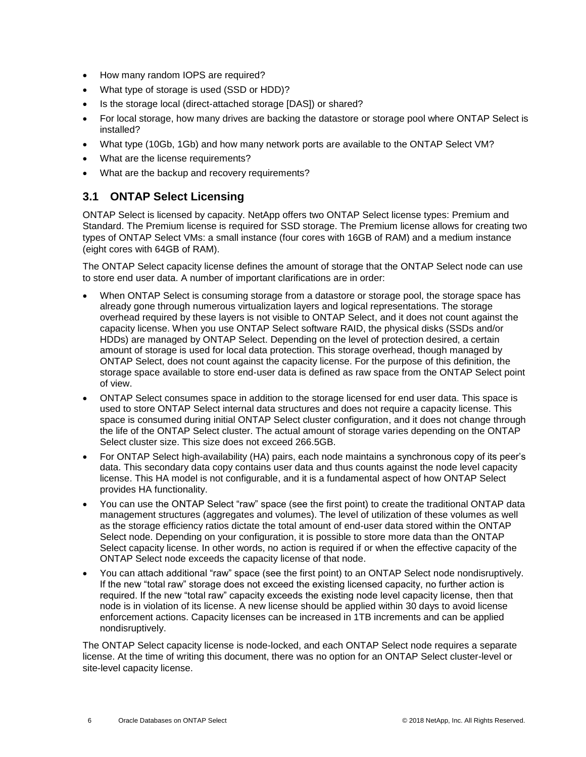- How many random IOPS are required?
- What type of storage is used (SSD or HDD)?
- Is the storage local (direct-attached storage [DAS]) or shared?
- For local storage, how many drives are backing the datastore or storage pool where ONTAP Select is installed?
- What type (10Gb, 1Gb) and how many network ports are available to the ONTAP Select VM?
- What are the license requirements?
- What are the backup and recovery requirements?

## 3.1 ONTAP Select Licensing

ONTAP Select is licensed by capacity. NetApp offers two ONTAP Select license types: Premium and Standard. The Premium license is required for SSD storage. The Premium license allows for creating two types of ONTAP Select VMs: a small instance (four cores with 16GB of RAM) and a medium instance (eight cores with 64GB of RAM).

The ONTAP Select capacity license defines the amount of storage that the ONTAP Select node can use to store end user data. A number of important clarifications are in order:

- When ONTAP Select is consuming storage from a datastore or storage pool, the storage space has already gone through numerous virtualization layers and logical representations. The storage overhead required by these layers is not visible to ONTAP Select, and it does not count against the capacity license. When you use ONTAP Select software RAID, the physical disks (SSDs and/or HDDs) are managed by ONTAP Select. Depending on the level of protection desired, a certain amount of storage is used for local data protection. This storage overhead, though managed by ONTAP Select, does not count against the capacity license. For the purpose of this definition, the storage space available to store end-user data is defined as raw space from the ONTAP Select point of view.
- ONTAP Select consumes space in addition to the storage licensed for end user data. This space is used to store ONTAP Select internal data structures and does not require a capacity license. This space is consumed during initial ONTAP Select cluster configuration, and it does not change through the life of the ONTAP Select cluster. The actual amount of storage varies depending on the ONTAP Select cluster size. This size does not exceed 266.5GB.
- For ONTAP Select high-availability (HA) pairs, each node maintains a synchronous copy of its peer's data. This secondary data copy contains user data and thus counts against the node level capacity license. This HA model is not configurable, and it is a fundamental aspect of how ONTAP Select provides HA functionality.
- You can use the ONTAP Select "raw" space (see the first point) to create the traditional ONTAP data management structures (aggregates and volumes). The level of utilization of these volumes as well as the storage efficiency ratios dictate the total amount of end-user data stored within the ONTAP Select node. Depending on your configuration, it is possible to store more data than the ONTAP Select capacity license. In other words, no action is required if or when the effective capacity of the ONTAP Select node exceeds the capacity license of that node.
- You can attach additional "raw" space (see the first point) to an ONTAP Select node nondisruptively. If the new "total raw" storage does not exceed the existing licensed capacity, no further action is required. If the new "total raw" capacity exceeds the existing node level capacity license, then that node is in violation of its license. A new license should be applied within 30 days to avoid license enforcement actions. Capacity licenses can be increased in 1TB increments and can be applied nondisruptively.

The ONTAP Select capacity license is node-locked, and each ONTAP Select node requires a separate license. At the time of writing this document, there was no option for an ONTAP Select cluster-level or site-level capacity license.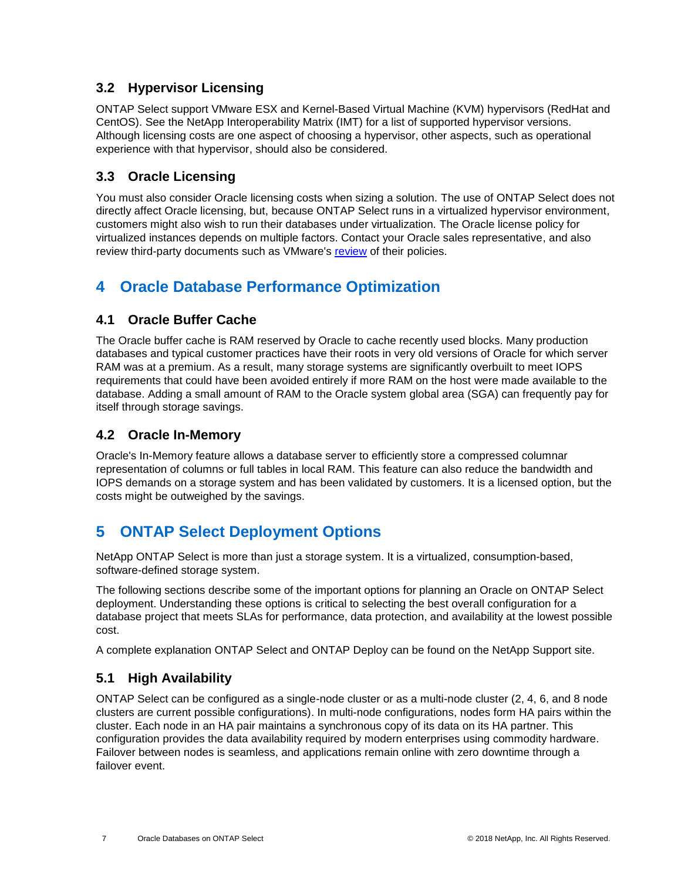### 3.2 Hypervisor Licensing

ONTAP Select support VMware ESX and Kernel-Based Virtual Machine (KVM) hypervisors (RedHat and CentOS). See the NetApp Interoperability Matrix (IMT) for a list of supported hypervisor versions. Although licensing costs are one aspect of choosing a hypervisor, other aspects, such as operational experience with that hypervisor, should also be considered.

### 3.3 Oracle Licensing

You must also consider Oracle licensing costs when sizing a solution. The use of ONTAP Select does not directly affect Oracle licensing, but, because ONTAP Select runs in a virtualized hypervisor environment, customers might also wish to run their databases under virtualization. The Oracle license policy for virtualized instances depends on multiple factors. Contact your Oracle sales representative, and also review third-party documents such as VMware's review of their policies.

## 4 Oracle Database Performance Optimization

### 4.1 Oracle Buffer Cache

The Oracle buffer cache is RAM reserved by Oracle to cache recently used blocks. Many production databases and typical customer practices have their roots in very old versions of Oracle for which server RAM was at a premium. As a result, many storage systems are significantly overbuilt to meet IOPS requirements that could have been avoided entirely if more RAM on the host were made available to the database. Adding a small amount of RAM to the Oracle system global area (SGA) can frequently pay for itself through storage savings.

### 4.2 Oracle In-Memory

Oracle's In-Memory feature allows a database server to efficiently store a compressed columnar representation of columns or full tables in local RAM. This feature can also reduce the bandwidth and IOPS demands on a storage system and has been validated by customers. It is a licensed option, but the costs might be outweighed by the savings.

## 5 ONTAP Select Deployment Options

NetApp ONTAP Select is more than just a storage system. It is a virtualized, consumption-based, software-defined storage system.

The following sections describe some of the important options for planning an Oracle on ONTAP Select deployment. Understanding these options is critical to selecting the best overall configuration for a database project that meets SLAs for performance, data protection, and availability at the lowest possible cost.

A complete explanation ONTAP Select and ONTAP Deploy can be found on the NetApp Support site.

### 5.1 High Availability

ONTAP Select can be configured as a single-node cluster or as a multi-node cluster (2, 4, 6, and 8 node clusters are current possible configurations). In multi-node configurations, nodes form HA pairs within the cluster. Each node in an HA pair maintains a synchronous copy of its data on its HA partner. This configuration provides the data availability required by modern enterprises using commodity hardware. Failover between nodes is seamless, and applications remain online with zero downtime through a failover event.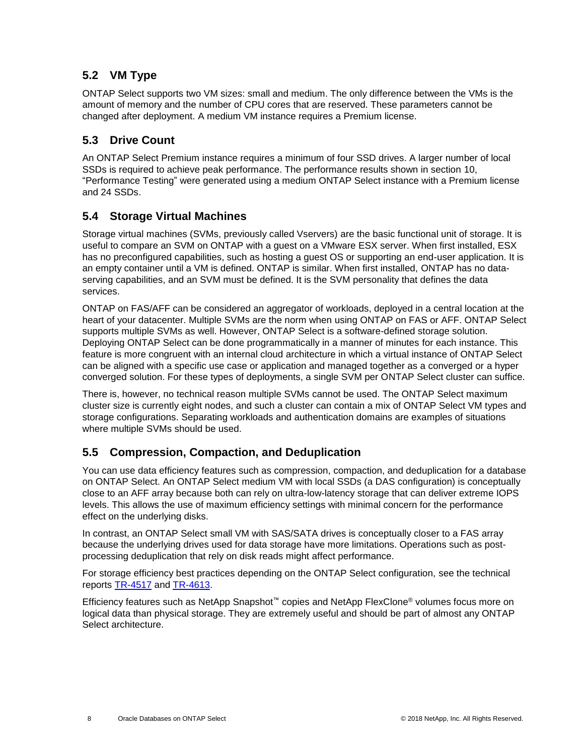## 5.2 VM Type

ONTAP Select supports two VM sizes: small and medium. The only difference between the VMs is the amount of memory and the number of CPU cores that are reserved. These parameters cannot be changed after deployment. A medium VM instance requires a Premium license.

## 5.3 Drive Count

An ONTAP Select Premium instance requires a minimum of four SSD drives. A larger number of local SSDs is required to achieve peak performance. The performance results shown in section 10, "Performance Testing" were generated using a medium ONTAP Select instance with a Premium license and 24 SSDs.

## 5.4 Storage Virtual Machines

Storage virtual machines (SVMs, previously called Vservers) are the basic functional unit of storage. It is useful to compare an SVM on ONTAP with a guest on a VMware ESX server. When first installed, ESX has no preconfigured capabilities, such as hosting a guest OS or supporting an end-user application. It is an empty container until a VM is defined. ONTAP is similar. When first installed, ONTAP has no data-serving capabilities, and an SVM must be defined. It is the SVM personality that defines the data services.

ONTAP on FAS/AFF can be considered an aggregator of workloads, deployed in a central location at the heart of your datacenter. Multiple SVMs are the norm when using ONTAP on FAS or AFF. ONTAP Select supports multiple SVMs as well. However, ONTAP Select is a software-defined storage solution. Deploying ONTAP Select can be done programmatically in a manner of minutes for each instance. This feature is more congruent with an internal cloud architecture in which a virtual instance of ONTAP Select can be aligned with a specific use case or application and managed together as a converged or a hyper converged solution. For these types of deployments, a single SVM per ONTAP Select cluster can suffice.

There is, however, no technical reason multiple SVMs cannot be used. The ONTAP Select maximum cluster size is currently eight nodes, and such a cluster can contain a mix of ONTAP Select VM types and storage configurations. Separating workloads and authentication domains are examples of situations where multiple SVMs should be used.

## 5.5 Compression, Compaction, and Deduplication

You can use data efficiency features such as compression, compaction, and deduplication for a database on ONTAP Select. An ONTAP Select medium VM with local SSDs (a DAS configuration) is conceptually close to an AFF array because both can rely on ultra-low-latency storage that can deliver extreme IOPS levels. This allows the use of maximum efficiency settings with minimal concern for the performance effect on the underlying disks.

In contrast, an ONTAP Select small VM with SAS/SATA drives is conceptually closer to a FAS array because the underlying drives used for data storage have more limitations. Operations such as post-processing deduplication that rely on disk reads might affect performance.

For storage efficiency best practices depending on the ONTAP Select configuration, see the technical reports TR-4517 and TR-4613.

Efficiency features such as NetApp Snapshot™ copies and NetApp FlexClone® volumes focus more on logical data than physical storage. They are extremely useful and should be part of almost any ONTAP Select architecture.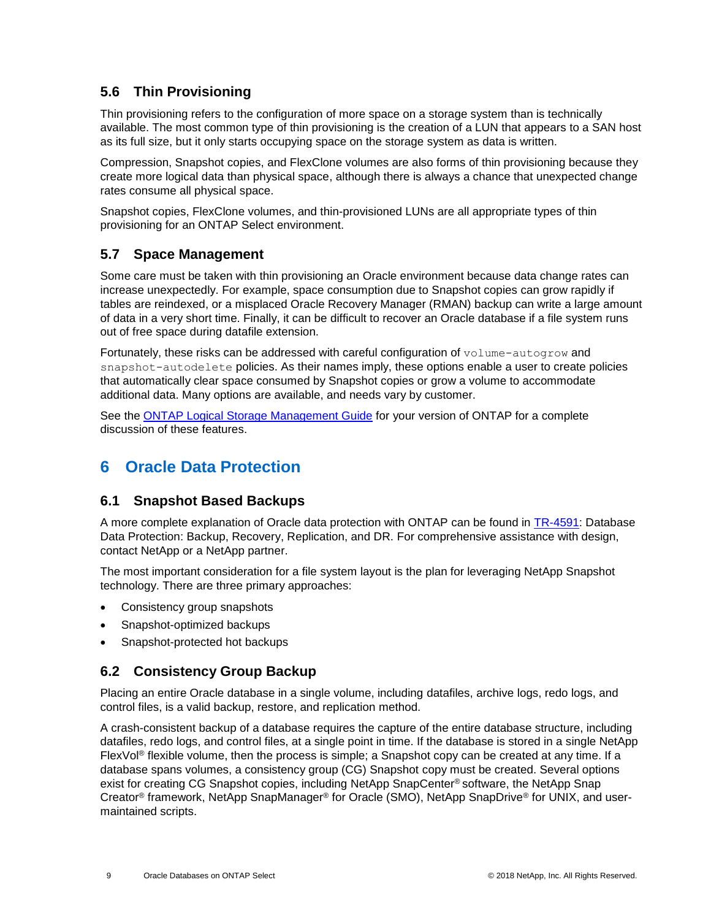### 5.6 Thin Provisioning

Thin provisioning refers to the configuration of more space on a storage system than is technically available. The most common type of thin provisioning is the creation of a LUN that appears to a SAN host as its full size, but it only starts occupying space on the storage system as data is written.

Compression, Snapshot copies, and FlexClone volumes are also forms of thin provisioning because they create more logical data than physical space, although there is always a chance that unexpected change rates consume all physical space.

Snapshot copies, FlexClone volumes, and thin-provisioned LUNs are all appropriate types of thin provisioning for an ONTAP Select environment.

### 5.7 Space Management

Some care must be taken with thin provisioning an Oracle environment because data change rates can increase unexpectedly. For example, space consumption due to Snapshot copies can grow rapidly if tables are reindexed, or a misplaced Oracle Recovery Manager (RMAN) backup can write a large amount of data in a very short time. Finally, it can be difficult to recover an Oracle database if a file system runs out of free space during datafile extension.

Fortunately, these risks can be addressed with careful configuration of `volume-autogrow` and `snapshot-autodelete` policies. As their names imply, these options enable a user to create policies that automatically clear space consumed by Snapshot copies or grow a volume to accommodate additional data. Many options are available, and needs vary by customer.

See the [ONTAP Logical Storage Management Guide] for your version of ONTAP for a complete discussion of these features.

## 6 Oracle Data Protection

### 6.1 Snapshot Based Backups

A more complete explanation of Oracle data protection with ONTAP can be found in [TR-4591]: Database Data Protection: Backup, Recovery, Replication, and DR. For comprehensive assistance with design, contact NetApp or a NetApp partner.

The most important consideration for a file system layout is the plan for leveraging NetApp Snapshot technology. There are three primary approaches:

- Consistency group snapshots
- Snapshot-optimized backups
- Snapshot-protected hot backups

### 6.2 Consistency Group Backup

Placing an entire Oracle database in a single volume, including datafiles, archive logs, redo logs, and control files, is a valid backup, restore, and replication method.

A crash-consistent backup of a database requires the capture of the entire database structure, including datafiles, redo logs, and control files, at a single point in time. If the database is stored in a single NetApp FlexVol® flexible volume, then the process is simple; a Snapshot copy can be created at any time. If a database spans volumes, a consistency group (CG) Snapshot copy must be created. Several options exist for creating CG Snapshot copies, including NetApp SnapCenter® software, the NetApp Snap Creator® framework, NetApp SnapManager® for Oracle (SMO), NetApp SnapDrive® for UNIX, and user-maintained scripts.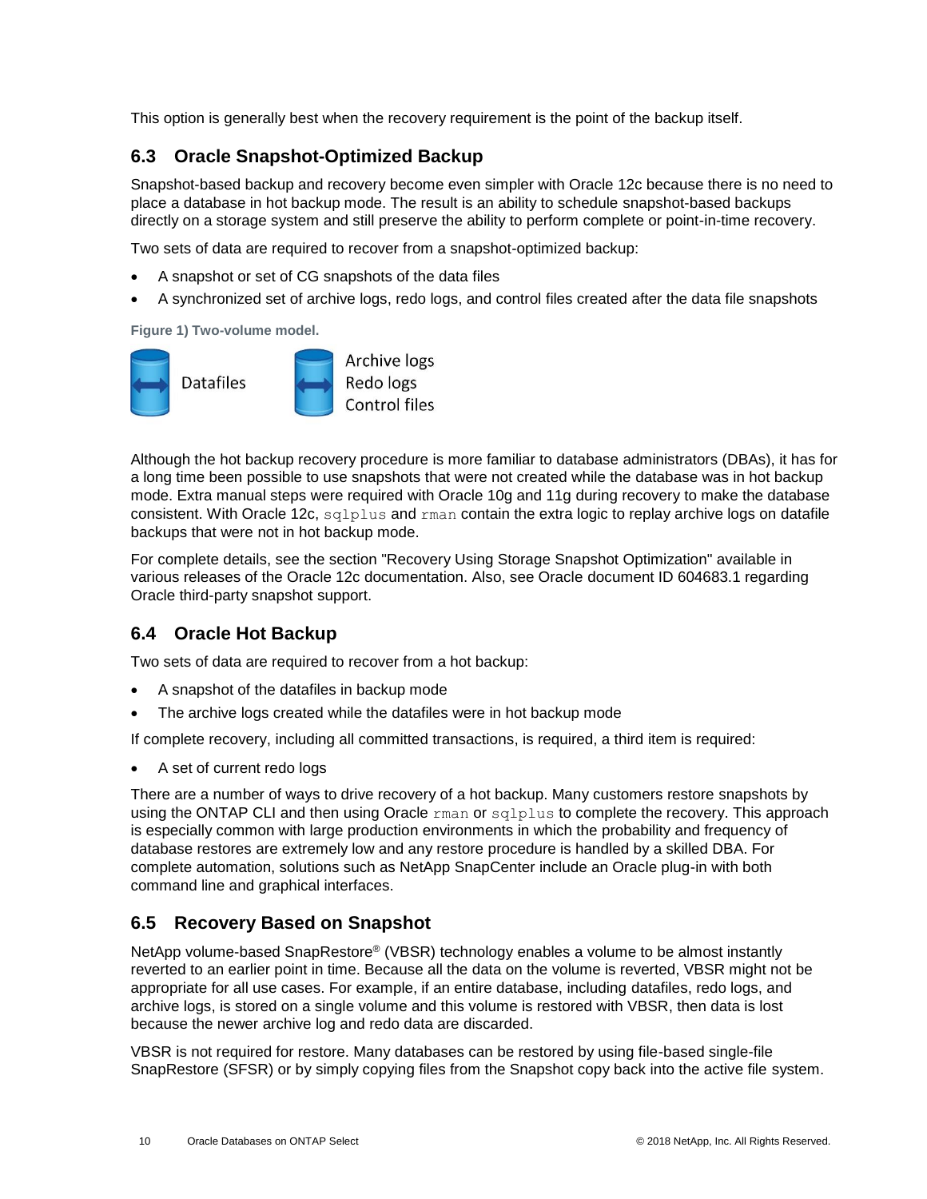This option is generally best when the recovery requirement is the point of the backup itself.

## 6.3 Oracle Snapshot-Optimized Backup

Snapshot-based backup and recovery become even simpler with Oracle 12c because there is no need to place a database in hot backup mode. The result is an ability to schedule snapshot-based backups directly on a storage system and still preserve the ability to perform complete or point-in-time recovery.

Two sets of data are required to recover from a snapshot-optimized backup:

- A snapshot or set of CG snapshots of the data files
- A synchronized set of archive logs, redo logs, and control files created after the data file snapshots

**Figure 1) Two-volume model.**

Datafiles

Archive logs
Redo logs
Control files

Although the hot backup recovery procedure is more familiar to database administrators (DBAs), it has for a long time been possible to use snapshots that were not created while the database was in hot backup mode. Extra manual steps were required with Oracle 10g and 11g during recovery to make the database consistent. With Oracle 12c, `sqlplus` and `rman` contain the extra logic to replay archive logs on datafile backups that were not in hot backup mode.

For complete details, see the section "Recovery Using Storage Snapshot Optimization" available in various releases of the Oracle 12c documentation. Also, see Oracle document ID 604683.1 regarding Oracle third-party snapshot support.

## 6.4 Oracle Hot Backup

Two sets of data are required to recover from a hot backup:

- A snapshot of the datafiles in backup mode
- The archive logs created while the datafiles were in hot backup mode

If complete recovery, including all committed transactions, is required, a third item is required:

- A set of current redo logs

There are a number of ways to drive recovery of a hot backup. Many customers restore snapshots by using the ONTAP CLI and then using Oracle `rman` or `sqlplus` to complete the recovery. This approach is especially common with large production environments in which the probability and frequency of database restores are extremely low and any restore procedure is handled by a skilled DBA. For complete automation, solutions such as NetApp SnapCenter include an Oracle plug-in with both command line and graphical interfaces.

## 6.5 Recovery Based on Snapshot

NetApp volume-based SnapRestore® (VBSR) technology enables a volume to be almost instantly reverted to an earlier point in time. Because all the data on the volume is reverted, VBSR might not be appropriate for all use cases. For example, if an entire database, including datafiles, redo logs, and archive logs, is stored on a single volume and this volume is restored with VBSR, then data is lost because the newer archive log and redo data are discarded.

VBSR is not required for restore. Many databases can be restored by using file-based single-file SnapRestore (SFSR) or by simply copying files from the Snapshot copy back into the active file system.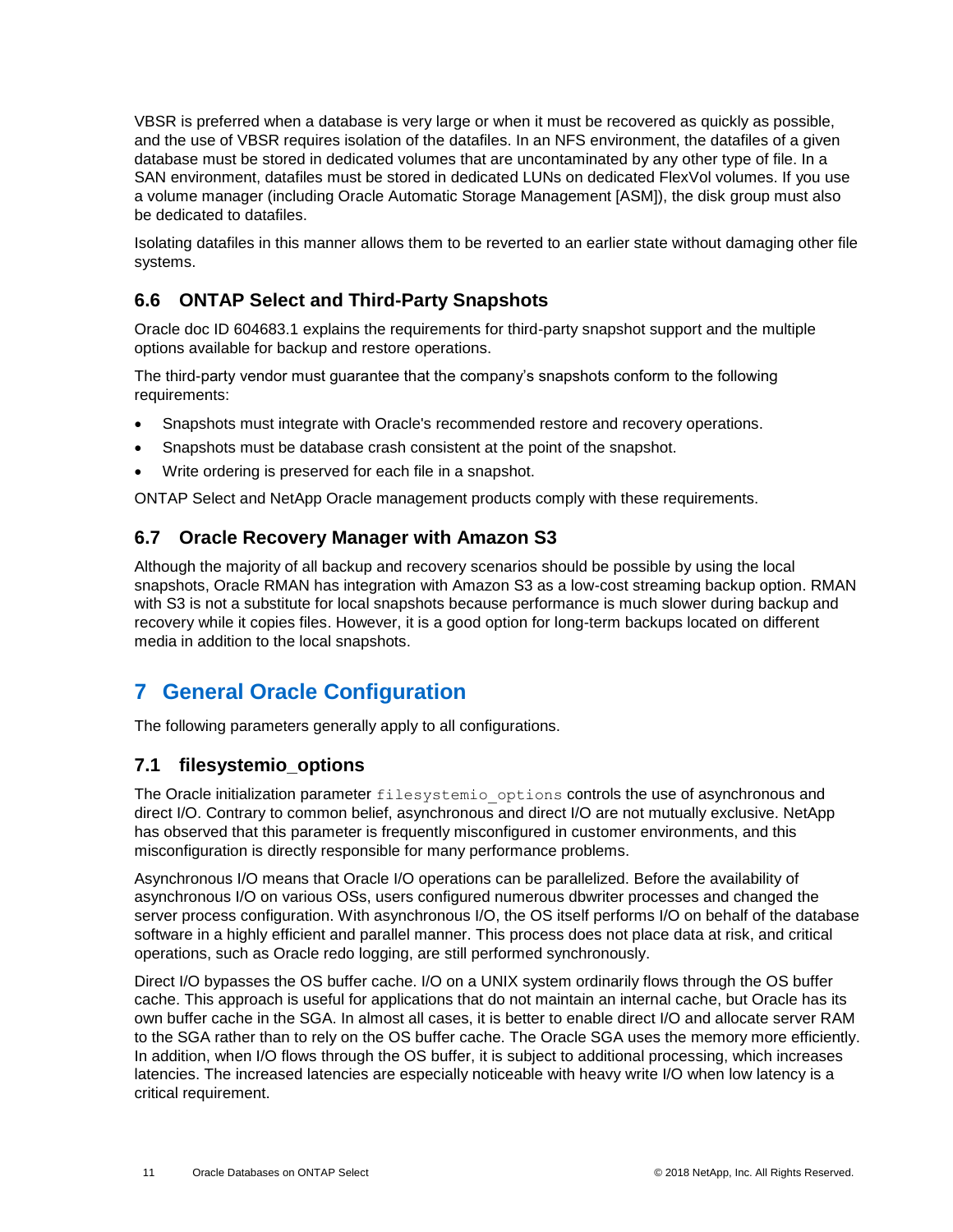VBSR is preferred when a database is very large or when it must be recovered as quickly as possible, and the use of VBSR requires isolation of the datafiles. In an NFS environment, the datafiles of a given database must be stored in dedicated volumes that are uncontaminated by any other type of file. In a SAN environment, datafiles must be stored in dedicated LUNs on dedicated FlexVol volumes. If you use a volume manager (including Oracle Automatic Storage Management [ASM]), the disk group must also be dedicated to datafiles.

Isolating datafiles in this manner allows them to be reverted to an earlier state without damaging other file systems.

### 6.6 ONTAP Select and Third-Party Snapshots

Oracle doc ID 604683.1 explains the requirements for third-party snapshot support and the multiple options available for backup and restore operations.

The third-party vendor must guarantee that the company's snapshots conform to the following requirements:

- Snapshots must integrate with Oracle's recommended restore and recovery operations.
- Snapshots must be database crash consistent at the point of the snapshot.
- Write ordering is preserved for each file in a snapshot.

ONTAP Select and NetApp Oracle management products comply with these requirements.

### 6.7 Oracle Recovery Manager with Amazon S3

Although the majority of all backup and recovery scenarios should be possible by using the local snapshots, Oracle RMAN has integration with Amazon S3 as a low-cost streaming backup option. RMAN with S3 is not a substitute for local snapshots because performance is much slower during backup and recovery while it copies files. However, it is a good option for long-term backups located on different media in addition to the local snapshots.

## 7 General Oracle Configuration

The following parameters generally apply to all configurations.

### 7.1 filesystemio_options

The Oracle initialization parameter `filesystemio_options` controls the use of asynchronous and direct I/O. Contrary to common belief, asynchronous and direct I/O are not mutually exclusive. NetApp has observed that this parameter is frequently misconfigured in customer environments, and this misconfiguration is directly responsible for many performance problems.

Asynchronous I/O means that Oracle I/O operations can be parallelized. Before the availability of asynchronous I/O on various OSs, users configured numerous dbwriter processes and changed the server process configuration. With asynchronous I/O, the OS itself performs I/O on behalf of the database software in a highly efficient and parallel manner. This process does not place data at risk, and critical operations, such as Oracle redo logging, are still performed synchronously.

Direct I/O bypasses the OS buffer cache. I/O on a UNIX system ordinarily flows through the OS buffer cache. This approach is useful for applications that do not maintain an internal cache, but Oracle has its own buffer cache in the SGA. In almost all cases, it is better to enable direct I/O and allocate server RAM to the SGA rather than to rely on the OS buffer cache. The Oracle SGA uses the memory more efficiently. In addition, when I/O flows through the OS buffer, it is subject to additional processing, which increases latencies. The increased latencies are especially noticeable with heavy write I/O when low latency is a critical requirement.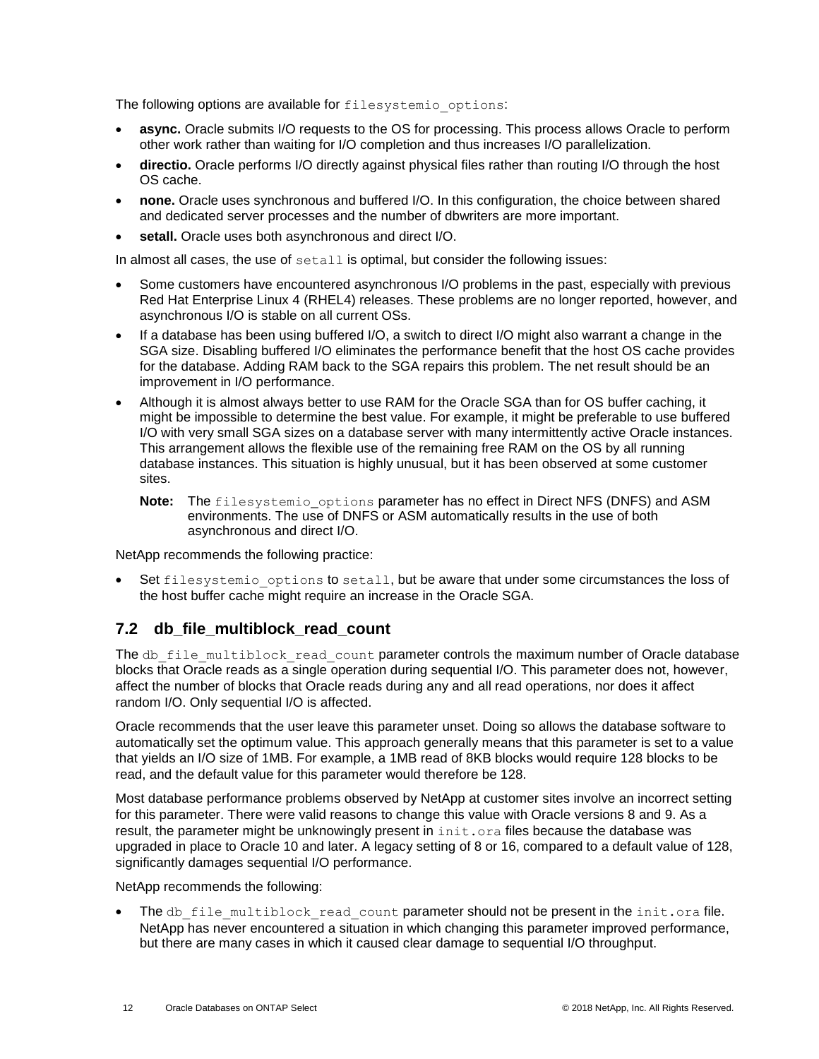The following options are available for `filesystemio_options`:

- **async.** Oracle submits I/O requests to the OS for processing. This process allows Oracle to perform other work rather than waiting for I/O completion and thus increases I/O parallelization.
- **directio.** Oracle performs I/O directly against physical files rather than routing I/O through the host OS cache.
- **none.** Oracle uses synchronous and buffered I/O. In this configuration, the choice between shared and dedicated server processes and the number of dbwriters are more important.
- **setall.** Oracle uses both asynchronous and direct I/O.

In almost all cases, the use of `setall` is optimal, but consider the following issues:

- Some customers have encountered asynchronous I/O problems in the past, especially with previous Red Hat Enterprise Linux 4 (RHEL4) releases. These problems are no longer reported, however, and asynchronous I/O is stable on all current OSs.
- If a database has been using buffered I/O, a switch to direct I/O might also warrant a change in the SGA size. Disabling buffered I/O eliminates the performance benefit that the host OS cache provides for the database. Adding RAM back to the SGA repairs this problem. The net result should be an improvement in I/O performance.
- Although it is almost always better to use RAM for the Oracle SGA than for OS buffer caching, it might be impossible to determine the best value. For example, it might be preferable to use buffered I/O with very small SGA sizes on a database server with many intermittently active Oracle instances. This arrangement allows the flexible use of the remaining free RAM on the OS by all running database instances. This situation is highly unusual, but it has been observed at some customer sites.

  **Note:** The `filesystemio_options` parameter has no effect in Direct NFS (DNFS) and ASM environments. The use of DNFS or ASM automatically results in the use of both asynchronous and direct I/O.

NetApp recommends the following practice:

- Set `filesystemio_options` to `setall`, but be aware that under some circumstances the loss of the host buffer cache might require an increase in the Oracle SGA.

## 7.2 db_file_multiblock_read_count

The `db_file_multiblock_read_count` parameter controls the maximum number of Oracle database blocks that Oracle reads as a single operation during sequential I/O. This parameter does not, however, affect the number of blocks that Oracle reads during any and all read operations, nor does it affect random I/O. Only sequential I/O is affected.

Oracle recommends that the user leave this parameter unset. Doing so allows the database software to automatically set the optimum value. This approach generally means that this parameter is set to a value that yields an I/O size of 1MB. For example, a 1MB read of 8KB blocks would require 128 blocks to be read, and the default value for this parameter would therefore be 128.

Most database performance problems observed by NetApp at customer sites involve an incorrect setting for this parameter. There were valid reasons to change this value with Oracle versions 8 and 9. As a result, the parameter might be unknowingly present in `init.ora` files because the database was upgraded in place to Oracle 10 and later. A legacy setting of 8 or 16, compared to a default value of 128, significantly damages sequential I/O performance.

NetApp recommends the following:

- The `db_file_multiblock_read_count` parameter should not be present in the `init.ora` file. NetApp has never encountered a situation in which changing this parameter improved performance, but there are many cases in which it caused clear damage to sequential I/O throughput.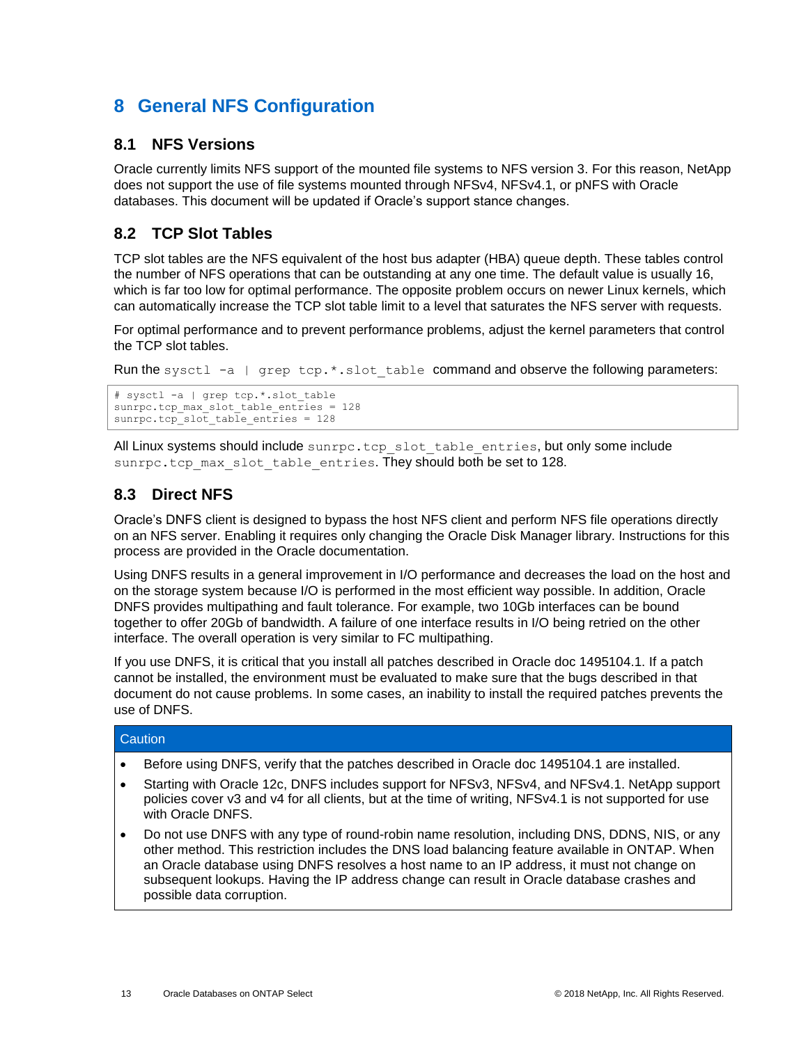# 8 General NFS Configuration

## 8.1 NFS Versions

Oracle currently limits NFS support of the mounted file systems to NFS version 3. For this reason, NetApp does not support the use of file systems mounted through NFSv4, NFSv4.1, or pNFS with Oracle databases. This document will be updated if Oracle's support stance changes.

## 8.2 TCP Slot Tables

TCP slot tables are the NFS equivalent of the host bus adapter (HBA) queue depth. These tables control the number of NFS operations that can be outstanding at any one time. The default value is usually 16, which is far too low for optimal performance. The opposite problem occurs on newer Linux kernels, which can automatically increase the TCP slot table limit to a level that saturates the NFS server with requests.

For optimal performance and to prevent performance problems, adjust the kernel parameters that control the TCP slot tables.

Run the `sysctl -a | grep tcp.*.slot_table` command and observe the following parameters:

```
# sysctl -a | grep tcp.*.slot_table
sunrpc.tcp_max_slot_table_entries = 128
sunrpc.tcp_slot_table_entries = 128
```

All Linux systems should include `sunrpc.tcp_slot_table_entries`, but only some include `sunrpc.tcp_max_slot_table_entries`. They should both be set to 128.

## 8.3 Direct NFS

Oracle's DNFS client is designed to bypass the host NFS client and perform NFS file operations directly on an NFS server. Enabling it requires only changing the Oracle Disk Manager library. Instructions for this process are provided in the Oracle documentation.

Using DNFS results in a general improvement in I/O performance and decreases the load on the host and on the storage system because I/O is performed in the most efficient way possible. In addition, Oracle DNFS provides multipathing and fault tolerance. For example, two 10Gb interfaces can be bound together to offer 20Gb of bandwidth. A failure of one interface results in I/O being retried on the other interface. The overall operation is very similar to FC multipathing.

If you use DNFS, it is critical that you install all patches described in Oracle doc 1495104.1. If a patch cannot be installed, the environment must be evaluated to make sure that the bugs described in that document do not cause problems. In some cases, an inability to install the required patches prevents the use of DNFS.

**Caution**

- Before using DNFS, verify that the patches described in Oracle doc 1495104.1 are installed.
- Starting with Oracle 12c, DNFS includes support for NFSv3, NFSv4, and NFSv4.1. NetApp support policies cover v3 and v4 for all clients, but at the time of writing, NFSv4.1 is not supported for use with Oracle DNFS.
- Do not use DNFS with any type of round-robin name resolution, including DNS, DDNS, NIS, or any other method. This restriction includes the DNS load balancing feature available in ONTAP. When an Oracle database using DNFS resolves a host name to an IP address, it must not change on subsequent lookups. Having the IP address change can result in Oracle database crashes and possible data corruption.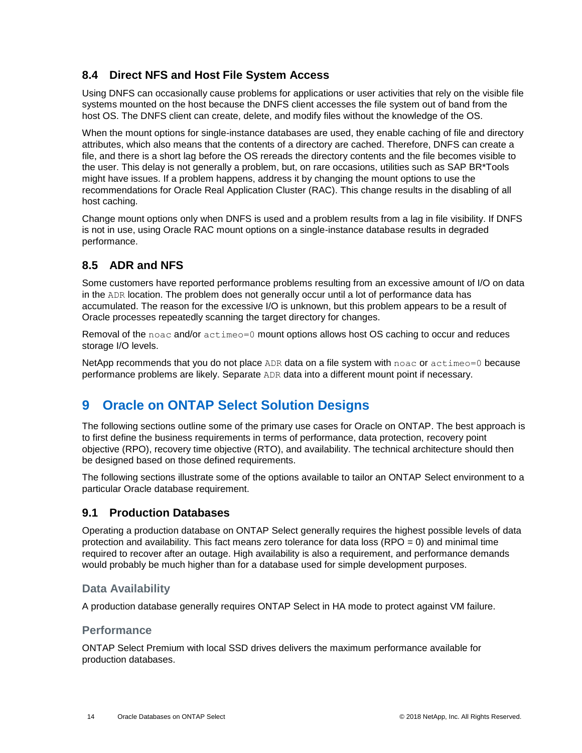## 8.4 Direct NFS and Host File System Access

Using DNFS can occasionally cause problems for applications or user activities that rely on the visible file systems mounted on the host because the DNFS client accesses the file system out of band from the host OS. The DNFS client can create, delete, and modify files without the knowledge of the OS.

When the mount options for single-instance databases are used, they enable caching of file and directory attributes, which also means that the contents of a directory are cached. Therefore, DNFS can create a file, and there is a short lag before the OS rereads the directory contents and the file becomes visible to the user. This delay is not generally a problem, but, on rare occasions, utilities such as SAP BR*Tools might have issues. If a problem happens, address it by changing the mount options to use the recommendations for Oracle Real Application Cluster (RAC). This change results in the disabling of all host caching.

Change mount options only when DNFS is used and a problem results from a lag in file visibility. If DNFS is not in use, using Oracle RAC mount options on a single-instance database results in degraded performance.

## 8.5 ADR and NFS

Some customers have reported performance problems resulting from an excessive amount of I/O on data in the `ADR` location. The problem does not generally occur until a lot of performance data has accumulated. The reason for the excessive I/O is unknown, but this problem appears to be a result of Oracle processes repeatedly scanning the target directory for changes.

Removal of the `noac` and/or `actimeo=0` mount options allows host OS caching to occur and reduces storage I/O levels.

NetApp recommends that you do not place `ADR` data on a file system with `noac` or `actimeo=0` because performance problems are likely. Separate `ADR` data into a different mount point if necessary.

# 9 Oracle on ONTAP Select Solution Designs

The following sections outline some of the primary use cases for Oracle on ONTAP. The best approach is to first define the business requirements in terms of performance, data protection, recovery point objective (RPO), recovery time objective (RTO), and availability. The technical architecture should then be designed based on those defined requirements.

The following sections illustrate some of the options available to tailor an ONTAP Select environment to a particular Oracle database requirement.

## 9.1 Production Databases

Operating a production database on ONTAP Select generally requires the highest possible levels of data protection and availability. This fact means zero tolerance for data loss (RPO = 0) and minimal time required to recover after an outage. High availability is also a requirement, and performance demands would probably be much higher than for a database used for simple development purposes.

### Data Availability

A production database generally requires ONTAP Select in HA mode to protect against VM failure.

### Performance

ONTAP Select Premium with local SSD drives delivers the maximum performance available for production databases.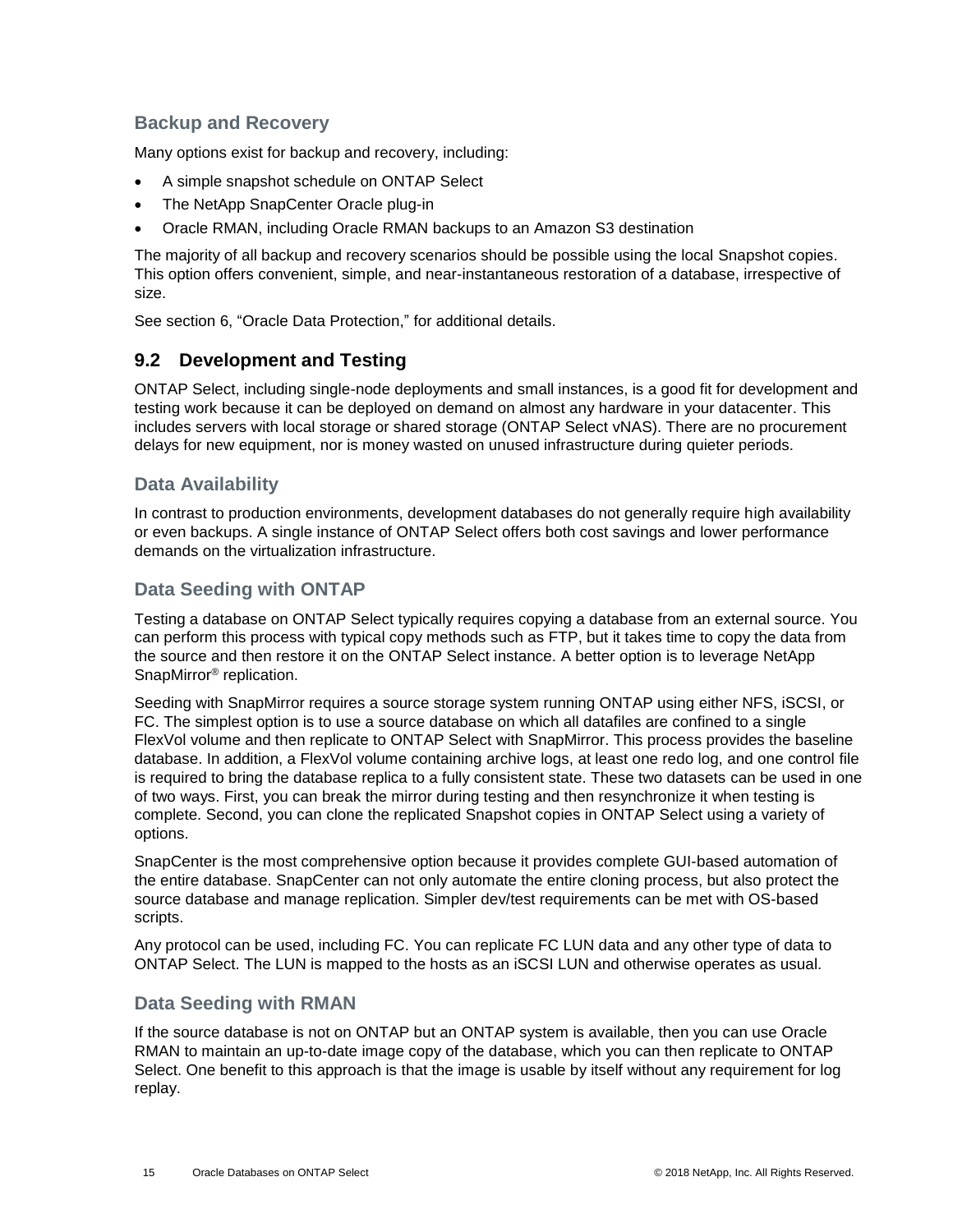### Backup and Recovery

Many options exist for backup and recovery, including:

- A simple snapshot schedule on ONTAP Select
- The NetApp SnapCenter Oracle plug-in
- Oracle RMAN, including Oracle RMAN backups to an Amazon S3 destination

The majority of all backup and recovery scenarios should be possible using the local Snapshot copies. This option offers convenient, simple, and near-instantaneous restoration of a database, irrespective of size.

See section 6, “Oracle Data Protection,” for additional details.

## 9.2 Development and Testing

ONTAP Select, including single-node deployments and small instances, is a good fit for development and testing work because it can be deployed on demand on almost any hardware in your datacenter. This includes servers with local storage or shared storage (ONTAP Select vNAS). There are no procurement delays for new equipment, nor is money wasted on unused infrastructure during quieter periods.

### Data Availability

In contrast to production environments, development databases do not generally require high availability or even backups. A single instance of ONTAP Select offers both cost savings and lower performance demands on the virtualization infrastructure.

### Data Seeding with ONTAP

Testing a database on ONTAP Select typically requires copying a database from an external source. You can perform this process with typical copy methods such as FTP, but it takes time to copy the data from the source and then restore it on the ONTAP Select instance. A better option is to leverage NetApp SnapMirror® replication.

Seeding with SnapMirror requires a source storage system running ONTAP using either NFS, iSCSI, or FC. The simplest option is to use a source database on which all datafiles are confined to a single FlexVol volume and then replicate to ONTAP Select with SnapMirror. This process provides the baseline database. In addition, a FlexVol volume containing archive logs, at least one redo log, and one control file is required to bring the database replica to a fully consistent state. These two datasets can be used in one of two ways. First, you can break the mirror during testing and then resynchronize it when testing is complete. Second, you can clone the replicated Snapshot copies in ONTAP Select using a variety of options.

SnapCenter is the most comprehensive option because it provides complete GUI-based automation of the entire database. SnapCenter can not only automate the entire cloning process, but also protect the source database and manage replication. Simpler dev/test requirements can be met with OS-based scripts.

Any protocol can be used, including FC. You can replicate FC LUN data and any other type of data to ONTAP Select. The LUN is mapped to the hosts as an iSCSI LUN and otherwise operates as usual.

### Data Seeding with RMAN

If the source database is not on ONTAP but an ONTAP system is available, then you can use Oracle RMAN to maintain an up-to-date image copy of the database, which you can then replicate to ONTAP Select. One benefit to this approach is that the image is usable by itself without any requirement for log replay.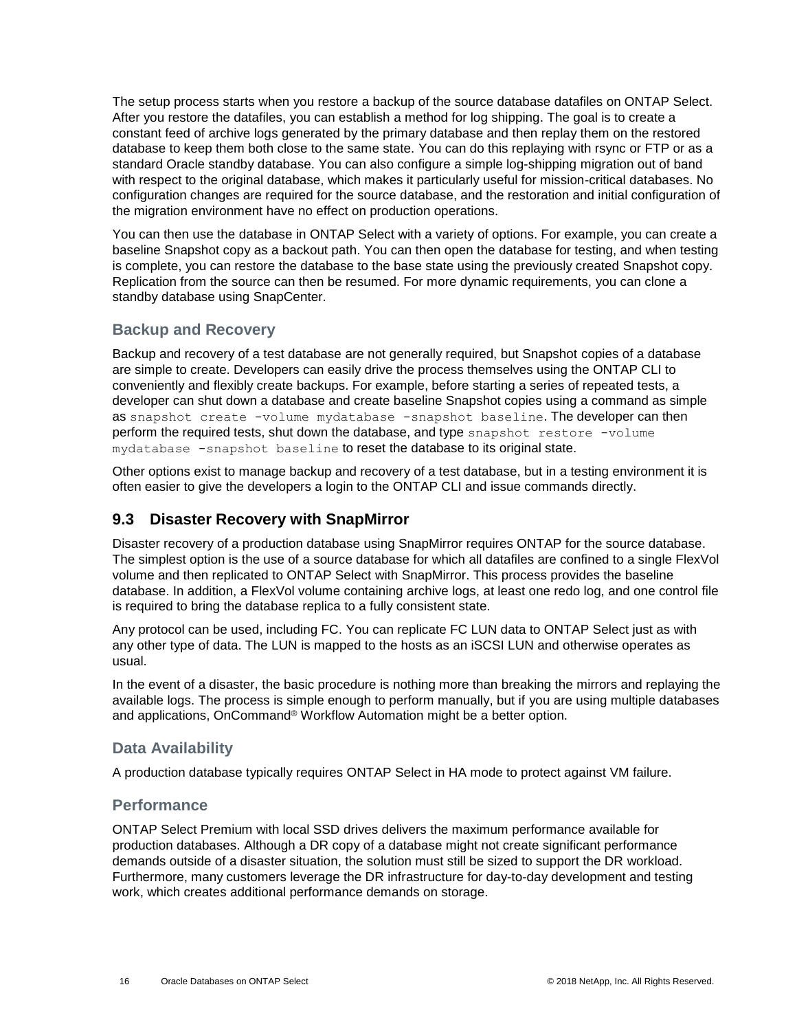The setup process starts when you restore a backup of the source database datafiles on ONTAP Select. After you restore the datafiles, you can establish a method for log shipping. The goal is to create a constant feed of archive logs generated by the primary database and then replay them on the restored database to keep them both close to the same state. You can do this replaying with rsync or FTP or as a standard Oracle standby database. You can also configure a simple log-shipping migration out of band with respect to the original database, which makes it particularly useful for mission-critical databases. No configuration changes are required for the source database, and the restoration and initial configuration of the migration environment have no effect on production operations.

You can then use the database in ONTAP Select with a variety of options. For example, you can create a baseline Snapshot copy as a backout path. You can then open the database for testing, and when testing is complete, you can restore the database to the base state using the previously created Snapshot copy. Replication from the source can then be resumed. For more dynamic requirements, you can clone a standby database using SnapCenter.

### Backup and Recovery

Backup and recovery of a test database are not generally required, but Snapshot copies of a database are simple to create. Developers can easily drive the process themselves using the ONTAP CLI to conveniently and flexibly create backups. For example, before starting a series of repeated tests, a developer can shut down a database and create baseline Snapshot copies using a command as simple as `snapshot create -volume mydatabase -snapshot baseline`. The developer can then perform the required tests, shut down the database, and type `snapshot restore -volume mydatabase -snapshot baseline` to reset the database to its original state.

Other options exist to manage backup and recovery of a test database, but in a testing environment it is often easier to give the developers a login to the ONTAP CLI and issue commands directly.

## 9.3 Disaster Recovery with SnapMirror

Disaster recovery of a production database using SnapMirror requires ONTAP for the source database. The simplest option is the use of a source database for which all datafiles are confined to a single FlexVol volume and then replicated to ONTAP Select with SnapMirror. This process provides the baseline database. In addition, a FlexVol volume containing archive logs, at least one redo log, and one control file is required to bring the database replica to a fully consistent state.

Any protocol can be used, including FC. You can replicate FC LUN data to ONTAP Select just as with any other type of data. The LUN is mapped to the hosts as an iSCSI LUN and otherwise operates as usual.

In the event of a disaster, the basic procedure is nothing more than breaking the mirrors and replaying the available logs. The process is simple enough to perform manually, but if you are using multiple databases and applications, OnCommand® Workflow Automation might be a better option.

### Data Availability

A production database typically requires ONTAP Select in HA mode to protect against VM failure.

### Performance

ONTAP Select Premium with local SSD drives delivers the maximum performance available for production databases. Although a DR copy of a database might not create significant performance demands outside of a disaster situation, the solution must still be sized to support the DR workload. Furthermore, many customers leverage the DR infrastructure for day-to-day development and testing work, which creates additional performance demands on storage.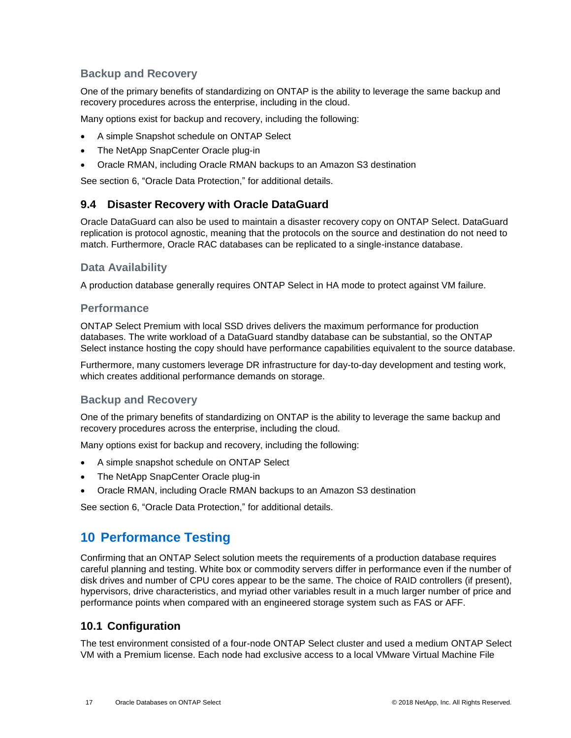### Backup and Recovery

One of the primary benefits of standardizing on ONTAP is the ability to leverage the same backup and recovery procedures across the enterprise, including in the cloud.

Many options exist for backup and recovery, including the following:

- A simple Snapshot schedule on ONTAP Select
- The NetApp SnapCenter Oracle plug-in
- Oracle RMAN, including Oracle RMAN backups to an Amazon S3 destination

See section 6, “Oracle Data Protection,” for additional details.

## 9.4 Disaster Recovery with Oracle DataGuard

Oracle DataGuard can also be used to maintain a disaster recovery copy on ONTAP Select. DataGuard replication is protocol agnostic, meaning that the protocols on the source and destination do not need to match. Furthermore, Oracle RAC databases can be replicated to a single-instance database.

### Data Availability

A production database generally requires ONTAP Select in HA mode to protect against VM failure.

### Performance

ONTAP Select Premium with local SSD drives delivers the maximum performance for production databases. The write workload of a DataGuard standby database can be substantial, so the ONTAP Select instance hosting the copy should have performance capabilities equivalent to the source database.

Furthermore, many customers leverage DR infrastructure for day-to-day development and testing work, which creates additional performance demands on storage.

### Backup and Recovery

One of the primary benefits of standardizing on ONTAP is the ability to leverage the same backup and recovery procedures across the enterprise, including the cloud.

Many options exist for backup and recovery, including the following:

- A simple snapshot schedule on ONTAP Select
- The NetApp SnapCenter Oracle plug-in
- Oracle RMAN, including Oracle RMAN backups to an Amazon S3 destination

See section 6, “Oracle Data Protection,” for additional details.

# 10 Performance Testing

Confirming that an ONTAP Select solution meets the requirements of a production database requires careful planning and testing. White box or commodity servers differ in performance even if the number of disk drives and number of CPU cores appear to be the same. The choice of RAID controllers (if present), hypervisors, drive characteristics, and myriad other variables result in a much larger number of price and performance points when compared with an engineered storage system such as FAS or AFF.

## 10.1 Configuration

The test environment consisted of a four-node ONTAP Select cluster and used a medium ONTAP Select VM with a Premium license. Each node had exclusive access to a local VMware Virtual Machine File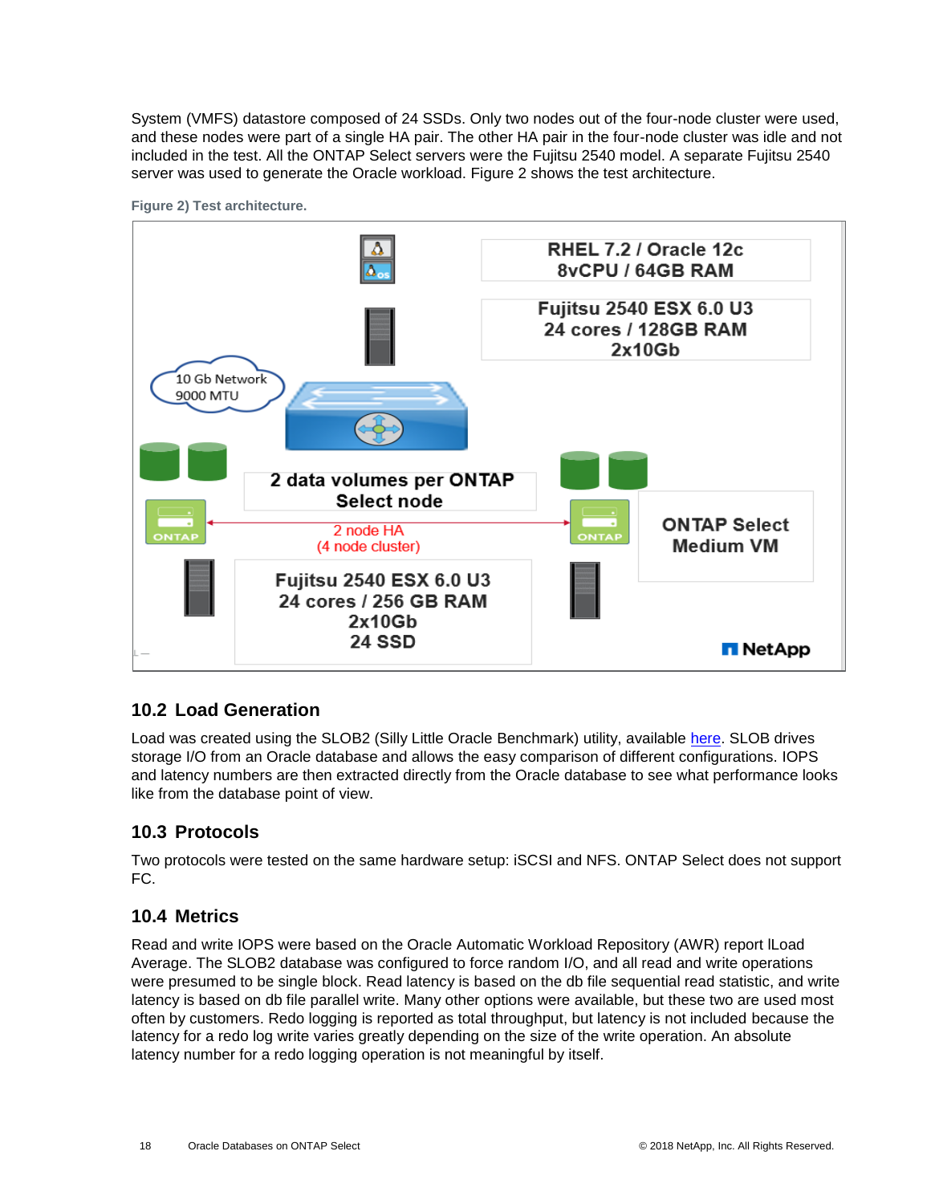System (VMFS) datastore composed of 24 SSDs. Only two nodes out of the four-node cluster were used, and these nodes were part of a single HA pair. The other HA pair in the four-node cluster was idle and not included in the test. All the ONTAP Select servers were the Fujitsu 2540 model. A separate Fujitsu 2540 server was used to generate the Oracle workload. Figure 2 shows the test architecture.

**Figure 2) Test architecture.**

RHEL 7.2 / Oracle 12c
8vCPU / 64GB RAM

Fujitsu 2540 ESX 6.0 U3
24 cores / 128GB RAM
2x10Gb

10 Gb Network
9000 MTU

2 data volumes per ONTAP Select node

2 node HA
(4 node cluster)

ONTAP Select Medium VM

Fujitsu 2540 ESX 6.0 U3
24 cores / 256 GB RAM
2x10Gb
24 SSD

## 10.2 Load Generation

Load was created using the SLOB2 (Silly Little Oracle Benchmark) utility, available here. SLOB drives storage I/O from an Oracle database and allows the easy comparison of different configurations. IOPS and latency numbers are then extracted directly from the Oracle database to see what performance looks like from the database point of view.

## 10.3 Protocols

Two protocols were tested on the same hardware setup: iSCSI and NFS. ONTAP Select does not support FC.

## 10.4 Metrics

Read and write IOPS were based on the Oracle Automatic Workload Repository (AWR) report lLoad Average. The SLOB2 database was configured to force random I/O, and all read and write operations were presumed to be single block. Read latency is based on the db file sequential read statistic, and write latency is based on db file parallel write. Many other options were available, but these two are used most often by customers. Redo logging is reported as total throughput, but latency is not included because the latency for a redo log write varies greatly depending on the size of the write operation. An absolute latency number for a redo logging operation is not meaningful by itself.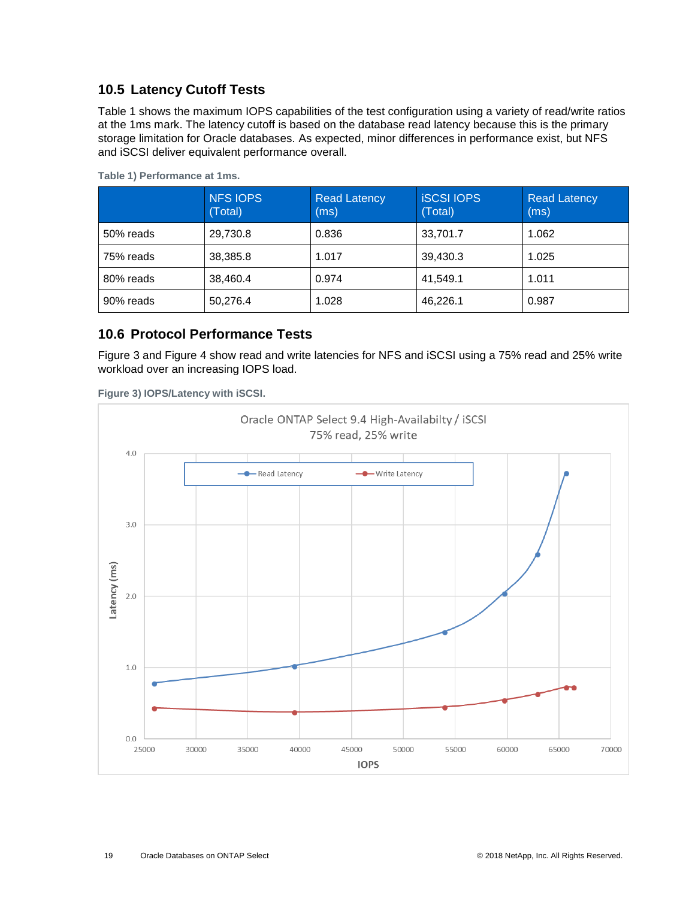## 10.5 Latency Cutoff Tests

Table 1 shows the maximum IOPS capabilities of the test configuration using a variety of read/write ratios at the 1ms mark. The latency cutoff is based on the database read latency because this is the primary storage limitation for Oracle databases. As expected, minor differences in performance exist, but NFS and iSCSI deliver equivalent performance overall.

**Table 1) Performance at 1ms.**

| | NFS IOPS (Total) | Read Latency (ms) | iSCSI IOPS (Total) | Read Latency (ms) |
|---|---|---|---|---|
| 50% reads | 29,730.8 | 0.836 | 33,701.7 | 1.062 |
| 75% reads | 38,385.8 | 1.017 | 39,430.3 | 1.025 |
| 80% reads | 38,460.4 | 0.974 | 41,549.1 | 1.011 |
| 90% reads | 50,276.4 | 1.028 | 46,226.1 | 0.987 |

## 10.6 Protocol Performance Tests

Figure 3 and Figure 4 show read and write latencies for NFS and iSCSI using a 75% read and 25% write workload over an increasing IOPS load.

**Figure 3) IOPS/Latency with iSCSI.**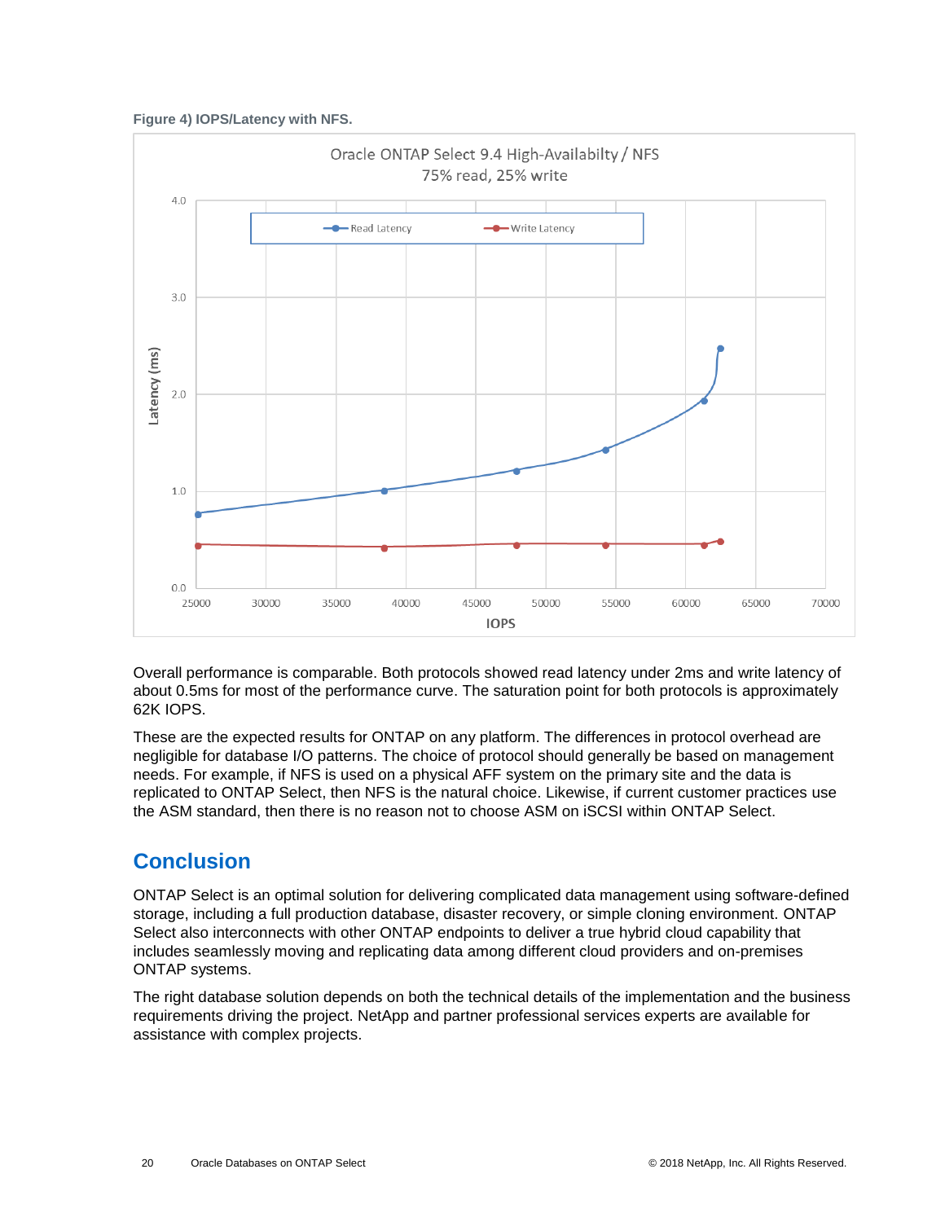**Figure 4) IOPS/Latency with NFS.**

Overall performance is comparable. Both protocols showed read latency under 2ms and write latency of about 0.5ms for most of the performance curve. The saturation point for both protocols is approximately 62K IOPS.

These are the expected results for ONTAP on any platform. The differences in protocol overhead are negligible for database I/O patterns. The choice of protocol should generally be based on management needs. For example, if NFS is used on a physical AFF system on the primary site and the data is replicated to ONTAP Select, then NFS is the natural choice. Likewise, if current customer practices use the ASM standard, then there is no reason not to choose ASM on iSCSI within ONTAP Select.

## Conclusion

ONTAP Select is an optimal solution for delivering complicated data management using software-defined storage, including a full production database, disaster recovery, or simple cloning environment. ONTAP Select also interconnects with other ONTAP endpoints to deliver a true hybrid cloud capability that includes seamlessly moving and replicating data among different cloud providers and on-premises ONTAP systems.

The right database solution depends on both the technical details of the implementation and the business requirements driving the project. NetApp and partner professional services experts are available for assistance with complex projects.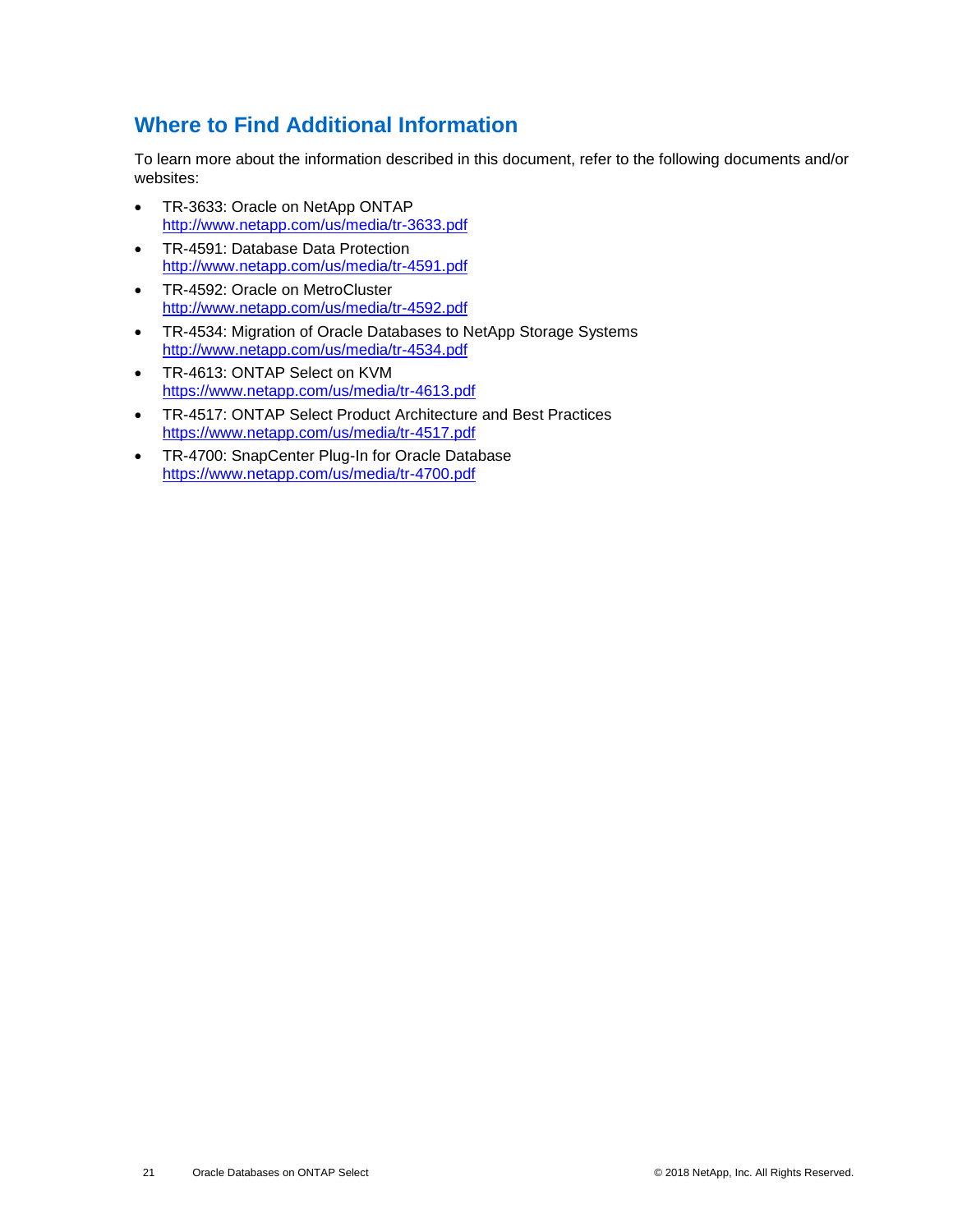## Where to Find Additional Information

To learn more about the information described in this document, refer to the following documents and/or websites:

- TR-3633: Oracle on NetApp ONTAP
  http://www.netapp.com/us/media/tr-3633.pdf
- TR-4591: Database Data Protection
  http://www.netapp.com/us/media/tr-4591.pdf
- TR-4592: Oracle on MetroCluster
  http://www.netapp.com/us/media/tr-4592.pdf
- TR-4534: Migration of Oracle Databases to NetApp Storage Systems
  http://www.netapp.com/us/media/tr-4534.pdf
- TR-4613: ONTAP Select on KVM
  https://www.netapp.com/us/media/tr-4613.pdf
- TR-4517: ONTAP Select Product Architecture and Best Practices
  https://www.netapp.com/us/media/tr-4517.pdf
- TR-4700: SnapCenter Plug-In for Oracle Database
  https://www.netapp.com/us/media/tr-4700.pdf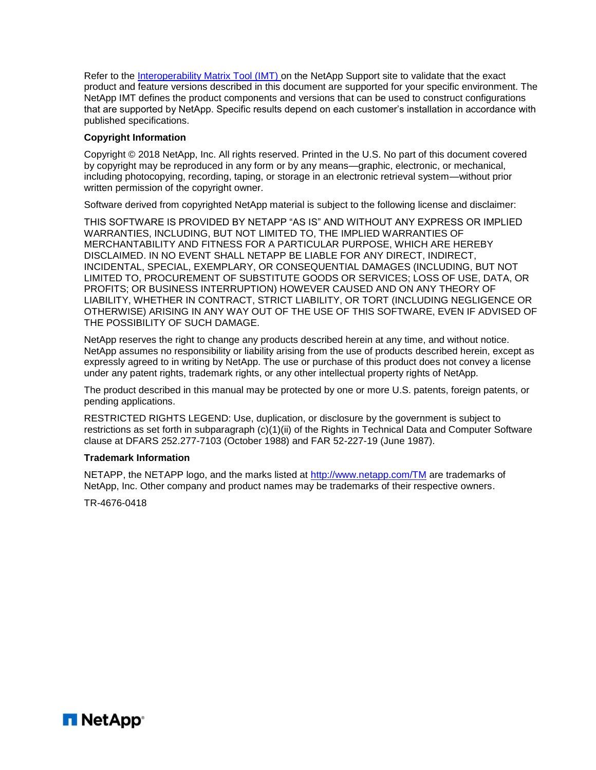Refer to the [Interoperability Matrix Tool (IMT)](Interoperability Matrix Tool (IMT)) on the NetApp Support site to validate that the exact product and feature versions described in this document are supported for your specific environment. The NetApp IMT defines the product components and versions that can be used to construct configurations that are supported by NetApp. Specific results depend on each customer's installation in accordance with published specifications.

**Copyright Information**

Copyright © 2018 NetApp, Inc. All rights reserved. Printed in the U.S. No part of this document covered by copyright may be reproduced in any form or by any means—graphic, electronic, or mechanical, including photocopying, recording, taping, or storage in an electronic retrieval system—without prior written permission of the copyright owner.

Software derived from copyrighted NetApp material is subject to the following license and disclaimer:

THIS SOFTWARE IS PROVIDED BY NETAPP "AS IS" AND WITHOUT ANY EXPRESS OR IMPLIED WARRANTIES, INCLUDING, BUT NOT LIMITED TO, THE IMPLIED WARRANTIES OF MERCHANTABILITY AND FITNESS FOR A PARTICULAR PURPOSE, WHICH ARE HEREBY DISCLAIMED. IN NO EVENT SHALL NETAPP BE LIABLE FOR ANY DIRECT, INDIRECT, INCIDENTAL, SPECIAL, EXEMPLARY, OR CONSEQUENTIAL DAMAGES (INCLUDING, BUT NOT LIMITED TO, PROCUREMENT OF SUBSTITUTE GOODS OR SERVICES; LOSS OF USE, DATA, OR PROFITS; OR BUSINESS INTERRUPTION) HOWEVER CAUSED AND ON ANY THEORY OF LIABILITY, WHETHER IN CONTRACT, STRICT LIABILITY, OR TORT (INCLUDING NEGLIGENCE OR OTHERWISE) ARISING IN ANY WAY OUT OF THE USE OF THIS SOFTWARE, EVEN IF ADVISED OF THE POSSIBILITY OF SUCH DAMAGE.

NetApp reserves the right to change any products described herein at any time, and without notice. NetApp assumes no responsibility or liability arising from the use of products described herein, except as expressly agreed to in writing by NetApp. The use or purchase of this product does not convey a license under any patent rights, trademark rights, or any other intellectual property rights of NetApp.

The product described in this manual may be protected by one or more U.S. patents, foreign patents, or pending applications.

RESTRICTED RIGHTS LEGEND: Use, duplication, or disclosure by the government is subject to restrictions as set forth in subparagraph (c)(1)(ii) of the Rights in Technical Data and Computer Software clause at DFARS 252.277-7103 (October 1988) and FAR 52-227-19 (June 1987).

**Trademark Information**

NETAPP, the NETAPP logo, and the marks listed at [http://www.netapp.com/TM](http://www.netapp.com/TM) are trademarks of NetApp, Inc. Other company and product names may be trademarks of their respective owners.

TR-4676-0418